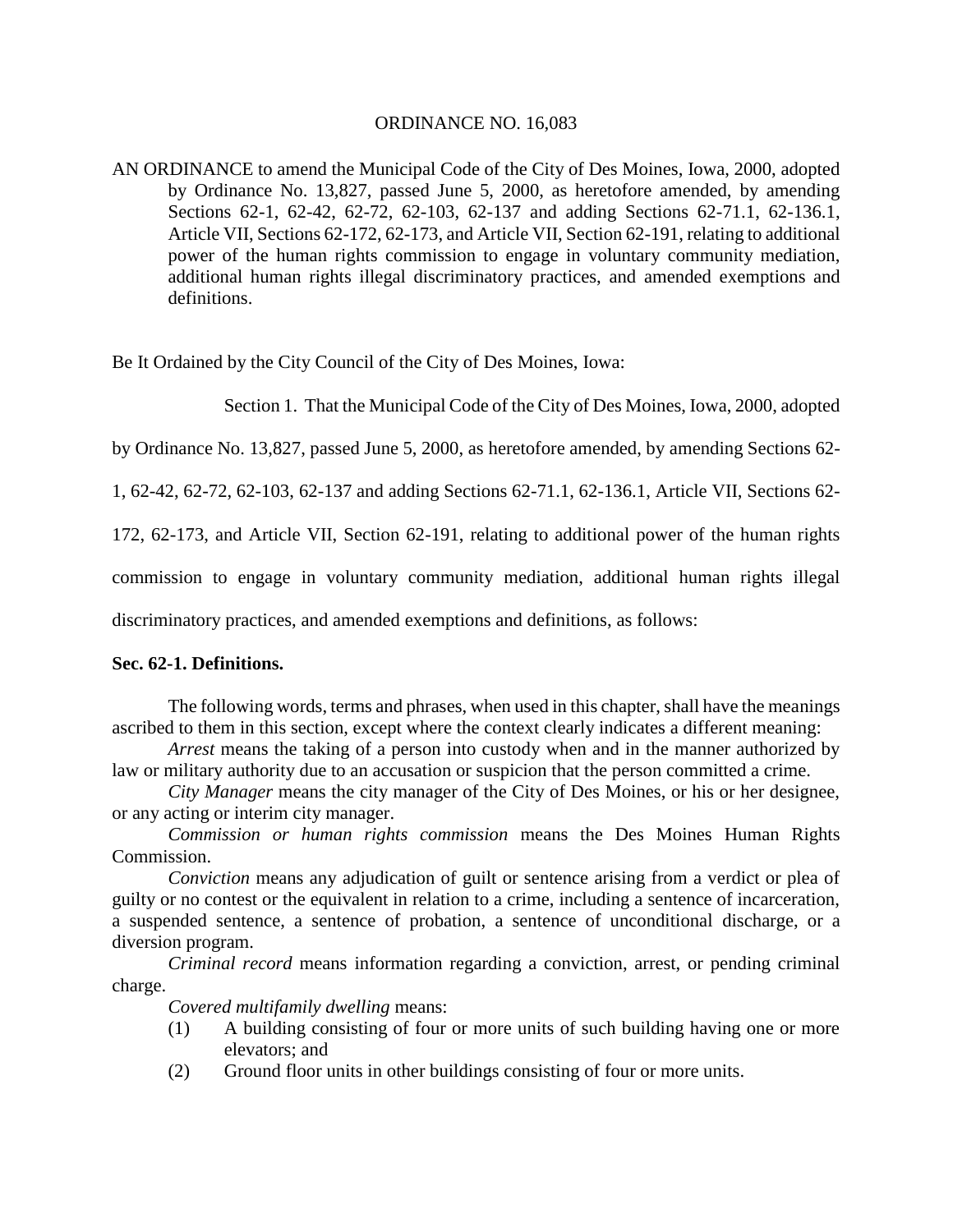ORDINANCE NO. 16,083

AN ORDINANCE to amend the Municipal Code of the City of Des Moines, Iowa, 2000, adopted by Ordinance No. 13,827, passed June 5, 2000, as heretofore amended, by amending Sections 62-1, 62-42, 62-72, 62-103, 62-137 and adding Sections 62-71.1, 62-136.1, Article VII, Sections 62-172, 62-173, and Article VII, Section 62-191, relating to additional power of the human rights commission to engage in voluntary community mediation, additional human rights illegal discriminatory practices, and amended exemptions and definitions.

Be It Ordained by the City Council of the City of Des Moines, Iowa:

Section 1. That the Municipal Code of the City of Des Moines, Iowa, 2000, adopted by Ordinance No. 13,827, passed June 5, 2000, as heretofore amended, by amending Sections 62-1, 62-42, 62-72, 62-103, 62-137 and adding Sections 62-71.1, 62-136.1, Article VII, Sections 62-172, 62-173, and Article VII, Section 62-191, relating to additional power of the human rights commission to engage in voluntary community mediation, additional human rights illegal discriminatory practices, and amended exemptions and definitions, as follows:

**Sec. 62-1. Definitions.**

The following words, terms and phrases, when used in this chapter, shall have the meanings ascribed to them in this section, except where the context clearly indicates a different meaning:

*Arrest* means the taking of a person into custody when and in the manner authorized by law or military authority due to an accusation or suspicion that the person committed a crime.

*City Manager* means the city manager of the City of Des Moines, or his or her designee, or any acting or interim city manager.

*Commission or human rights commission* means the Des Moines Human Rights Commission.

*Conviction* means any adjudication of guilt or sentence arising from a verdict or plea of guilty or no contest or the equivalent in relation to a crime, including a sentence of incarceration, a suspended sentence, a sentence of probation, a sentence of unconditional discharge, or a diversion program.

*Criminal record* means information regarding a conviction, arrest, or pending criminal charge.

*Covered multifamily dwelling* means:

(1) A building consisting of four or more units of such building having one or more elevators; and

(2) Ground floor units in other buildings consisting of four or more units.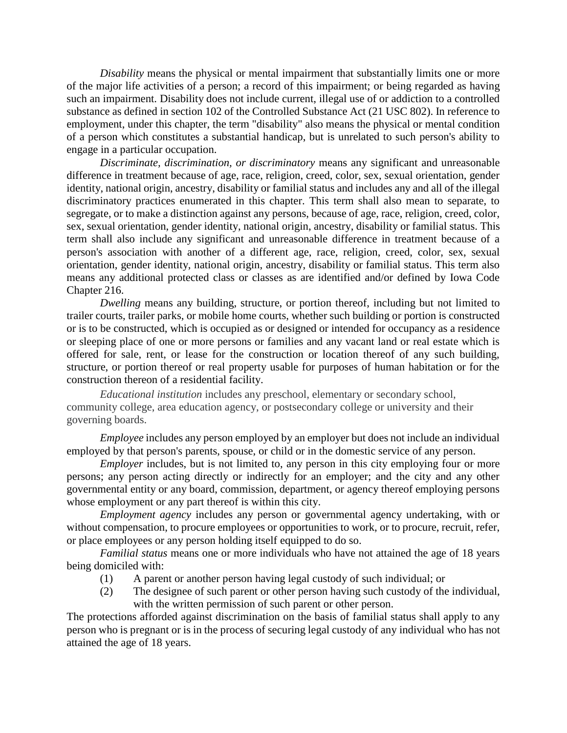*Disability* means the physical or mental impairment that substantially limits one or more of the major life activities of a person; a record of this impairment; or being regarded as having such an impairment. Disability does not include current, illegal use of or addiction to a controlled substance as defined in section 102 of the Controlled Substance Act (21 USC 802). In reference to employment, under this chapter, the term "disability" also means the physical or mental condition of a person which constitutes a substantial handicap, but is unrelated to such person's ability to engage in a particular occupation.

*Discriminate, discrimination, or discriminatory* means any significant and unreasonable difference in treatment because of age, race, religion, creed, color, sex, sexual orientation, gender identity, national origin, ancestry, disability or familial status and includes any and all of the illegal discriminatory practices enumerated in this chapter. This term shall also mean to separate, to segregate, or to make a distinction against any persons, because of age, race, religion, creed, color, sex, sexual orientation, gender identity, national origin, ancestry, disability or familial status. This term shall also include any significant and unreasonable difference in treatment because of a person's association with another of a different age, race, religion, creed, color, sex, sexual orientation, gender identity, national origin, ancestry, disability or familial status. This term also means any additional protected class or classes as are identified and/or defined by Iowa Code Chapter 216.

*Dwelling* means any building, structure, or portion thereof, including but not limited to trailer courts, trailer parks, or mobile home courts, whether such building or portion is constructed or is to be constructed, which is occupied as or designed or intended for occupancy as a residence or sleeping place of one or more persons or families and any vacant land or real estate which is offered for sale, rent, or lease for the construction or location thereof of any such building, structure, or portion thereof or real property usable for purposes of human habitation or for the construction thereon of a residential facility.

*Educational institution* includes any preschool, elementary or secondary school, community college, area education agency, or postsecondary college or university and their governing boards.

*Employee* includes any person employed by an employer but does not include an individual employed by that person's parents, spouse, or child or in the domestic service of any person.

*Employer* includes, but is not limited to, any person in this city employing four or more persons; any person acting directly or indirectly for an employer; and the city and any other governmental entity or any board, commission, department, or agency thereof employing persons whose employment or any part thereof is within this city.

*Employment agency* includes any person or governmental agency undertaking, with or without compensation, to procure employees or opportunities to work, or to procure, recruit, refer, or place employees or any person holding itself equipped to do so.

*Familial status* means one or more individuals who have not attained the age of 18 years being domiciled with:

(1) A parent or another person having legal custody of such individual; or

(2) The designee of such parent or other person having such custody of the individual, with the written permission of such parent or other person.

The protections afforded against discrimination on the basis of familial status shall apply to any person who is pregnant or is in the process of securing legal custody of any individual who has not attained the age of 18 years.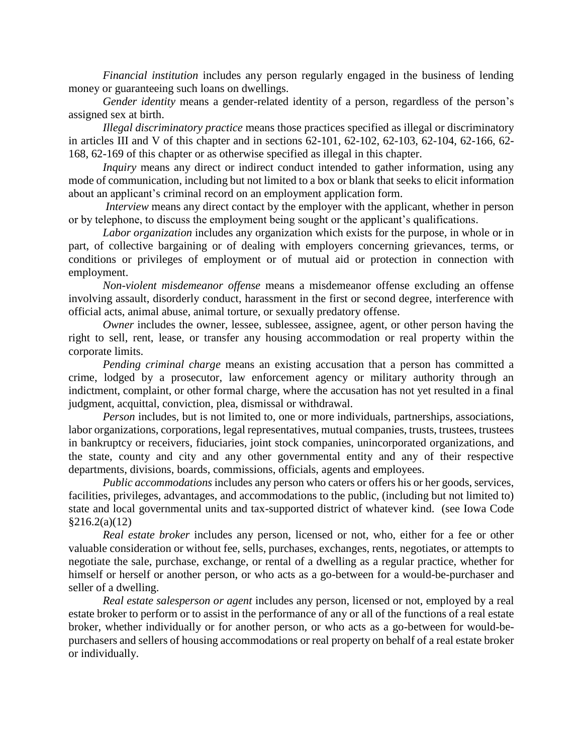*Financial institution* includes any person regularly engaged in the business of lending money or guaranteeing such loans on dwellings.

*Gender identity* means a gender-related identity of a person, regardless of the person's assigned sex at birth.

*Illegal discriminatory practice* means those practices specified as illegal or discriminatory in articles III and V of this chapter and in sections 62-101, 62-102, 62-103, 62-104, 62-166, 62-168, 62-169 of this chapter or as otherwise specified as illegal in this chapter.

*Inquiry* means any direct or indirect conduct intended to gather information, using any mode of communication, including but not limited to a box or blank that seeks to elicit information about an applicant's criminal record on an employment application form.

*Interview* means any direct contact by the employer with the applicant, whether in person or by telephone, to discuss the employment being sought or the applicant's qualifications.

*Labor organization* includes any organization which exists for the purpose, in whole or in part, of collective bargaining or of dealing with employers concerning grievances, terms, or conditions or privileges of employment or of mutual aid or protection in connection with employment.

*Non-violent misdemeanor offense* means a misdemeanor offense excluding an offense involving assault, disorderly conduct, harassment in the first or second degree, interference with official acts, animal abuse, animal torture, or sexually predatory offense.

*Owner* includes the owner, lessee, sublessee, assignee, agent, or other person having the right to sell, rent, lease, or transfer any housing accommodation or real property within the corporate limits.

*Pending criminal charge* means an existing accusation that a person has committed a crime, lodged by a prosecutor, law enforcement agency or military authority through an indictment, complaint, or other formal charge, where the accusation has not yet resulted in a final judgment, acquittal, conviction, plea, dismissal or withdrawal.

*Person* includes, but is not limited to, one or more individuals, partnerships, associations, labor organizations, corporations, legal representatives, mutual companies, trusts, trustees, trustees in bankruptcy or receivers, fiduciaries, joint stock companies, unincorporated organizations, and the state, county and city and any other governmental entity and any of their respective departments, divisions, boards, commissions, officials, agents and employees.

*Public accommodations* includes any person who caters or offers his or her goods, services, facilities, privileges, advantages, and accommodations to the public, (including but not limited to) state and local governmental units and tax-supported district of whatever kind. (see Iowa Code §216.2(a)(12)

*Real estate broker* includes any person, licensed or not, who, either for a fee or other valuable consideration or without fee, sells, purchases, exchanges, rents, negotiates, or attempts to negotiate the sale, purchase, exchange, or rental of a dwelling as a regular practice, whether for himself or herself or another person, or who acts as a go-between for a would-be-purchaser and seller of a dwelling.

*Real estate salesperson or agent* includes any person, licensed or not, employed by a real estate broker to perform or to assist in the performance of any or all of the functions of a real estate broker, whether individually or for another person, or who acts as a go-between for would-be-purchasers and sellers of housing accommodations or real property on behalf of a real estate broker or individually.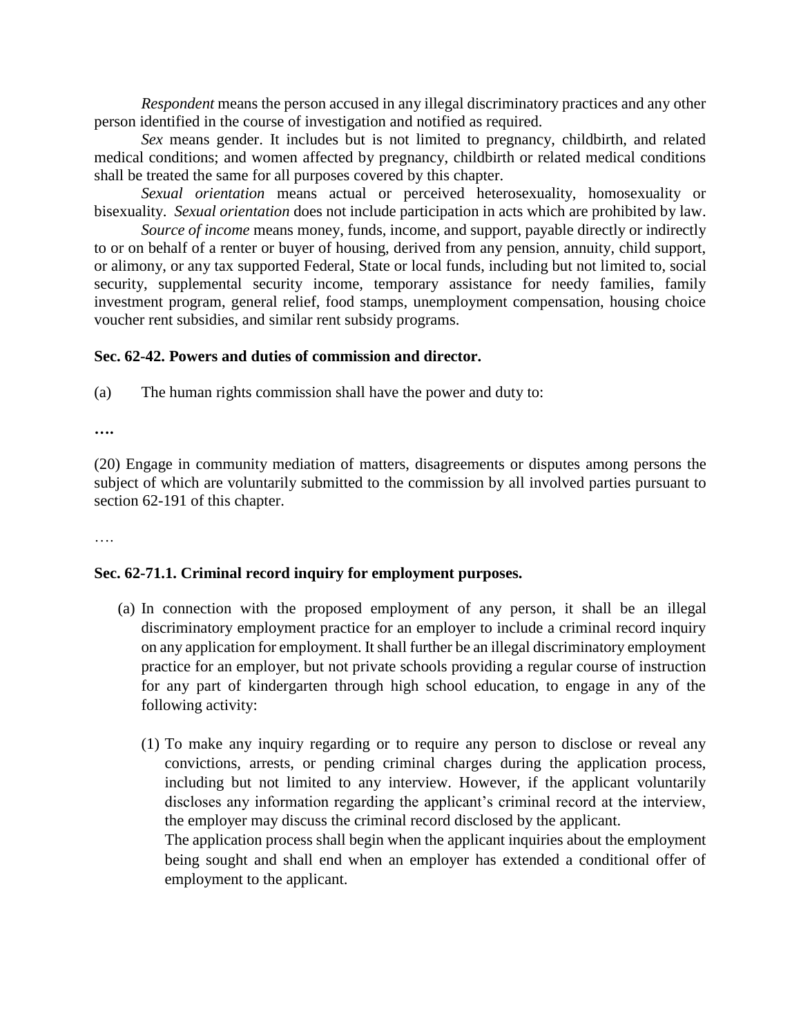*Respondent* means the person accused in any illegal discriminatory practices and any other person identified in the course of investigation and notified as required.

*Sex* means gender. It includes but is not limited to pregnancy, childbirth, and related medical conditions; and women affected by pregnancy, childbirth or related medical conditions shall be treated the same for all purposes covered by this chapter.

*Sexual orientation* means actual or perceived heterosexuality, homosexuality or bisexuality. *Sexual orientation* does not include participation in acts which are prohibited by law.

*Source of income* means money, funds, income, and support, payable directly or indirectly to or on behalf of a renter or buyer of housing, derived from any pension, annuity, child support, or alimony, or any tax supported Federal, State or local funds, including but not limited to, social security, supplemental security income, temporary assistance for needy families, family investment program, general relief, food stamps, unemployment compensation, housing choice voucher rent subsidies, and similar rent subsidy programs.

**Sec. 62-42. Powers and duties of commission and director.**

(a) The human rights commission shall have the power and duty to:

**….**

(20) Engage in community mediation of matters, disagreements or disputes among persons the subject of which are voluntarily submitted to the commission by all involved parties pursuant to section 62-191 of this chapter.

….

**Sec. 62-71.1. Criminal record inquiry for employment purposes.**

(a) In connection with the proposed employment of any person, it shall be an illegal discriminatory employment practice for an employer to include a criminal record inquiry on any application for employment. It shall further be an illegal discriminatory employment practice for an employer, but not private schools providing a regular course of instruction for any part of kindergarten through high school education, to engage in any of the following activity:

   (1) To make any inquiry regarding or to require any person to disclose or reveal any convictions, arrests, or pending criminal charges during the application process, including but not limited to any interview. However, if the applicant voluntarily discloses any information regarding the applicant's criminal record at the interview, the employer may discuss the criminal record disclosed by the applicant.

   The application process shall begin when the applicant inquiries about the employment being sought and shall end when an employer has extended a conditional offer of employment to the applicant.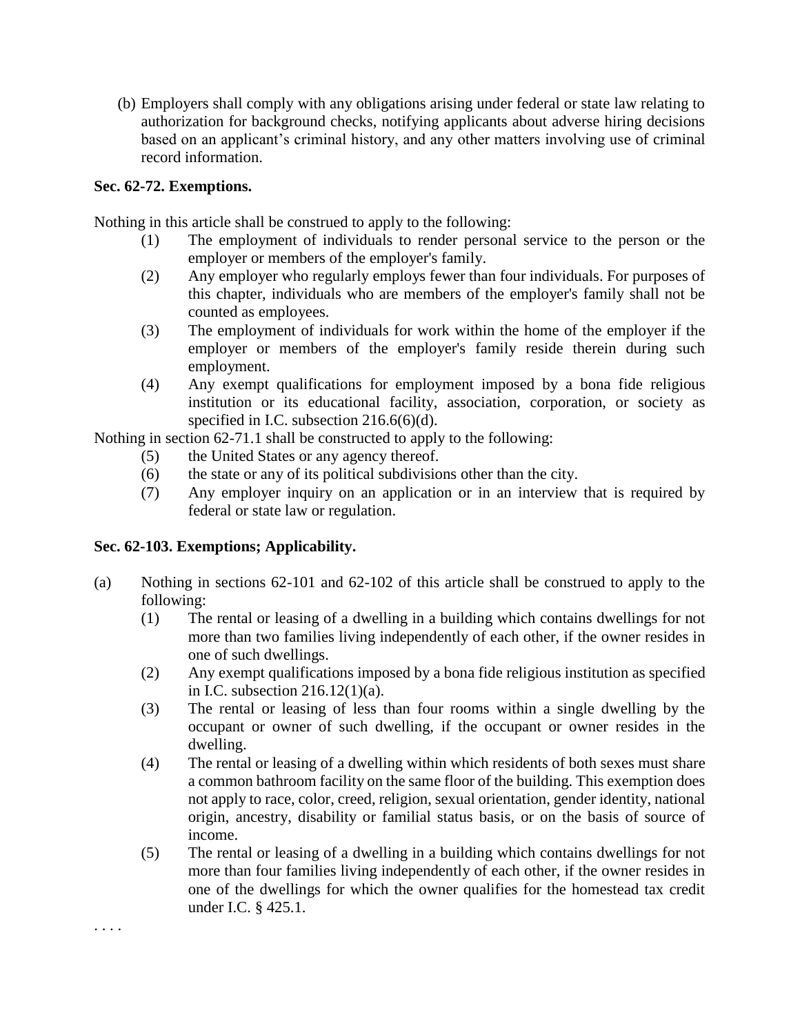(b) Employers shall comply with any obligations arising under federal or state law relating to authorization for background checks, notifying applicants about adverse hiring decisions based on an applicant's criminal history, and any other matters involving use of criminal record information.

**Sec. 62-72. Exemptions.**

Nothing in this article shall be construed to apply to the following:

(1) The employment of individuals to render personal service to the person or the employer or members of the employer's family.

(2) Any employer who regularly employs fewer than four individuals. For purposes of this chapter, individuals who are members of the employer's family shall not be counted as employees.

(3) The employment of individuals for work within the home of the employer if the employer or members of the employer's family reside therein during such employment.

(4) Any exempt qualifications for employment imposed by a bona fide religious institution or its educational facility, association, corporation, or society as specified in I.C. subsection 216.6(6)(d).

Nothing in section 62-71.1 shall be constructed to apply to the following:

(5) the United States or any agency thereof.

(6) the state or any of its political subdivisions other than the city.

(7) Any employer inquiry on an application or in an interview that is required by federal or state law or regulation.

**Sec. 62-103. Exemptions; Applicability.**

(a) Nothing in sections 62-101 and 62-102 of this article shall be construed to apply to the following:

(1) The rental or leasing of a dwelling in a building which contains dwellings for not more than two families living independently of each other, if the owner resides in one of such dwellings.

(2) Any exempt qualifications imposed by a bona fide religious institution as specified in I.C. subsection 216.12(1)(a).

(3) The rental or leasing of less than four rooms within a single dwelling by the occupant or owner of such dwelling, if the occupant or owner resides in the dwelling.

(4) The rental or leasing of a dwelling within which residents of both sexes must share a common bathroom facility on the same floor of the building. This exemption does not apply to race, color, creed, religion, sexual orientation, gender identity, national origin, ancestry, disability or familial status basis, or on the basis of source of income.

(5) The rental or leasing of a dwelling in a building which contains dwellings for not more than four families living independently of each other, if the owner resides in one of the dwellings for which the owner qualifies for the homestead tax credit under I.C. § 425.1.

. . . .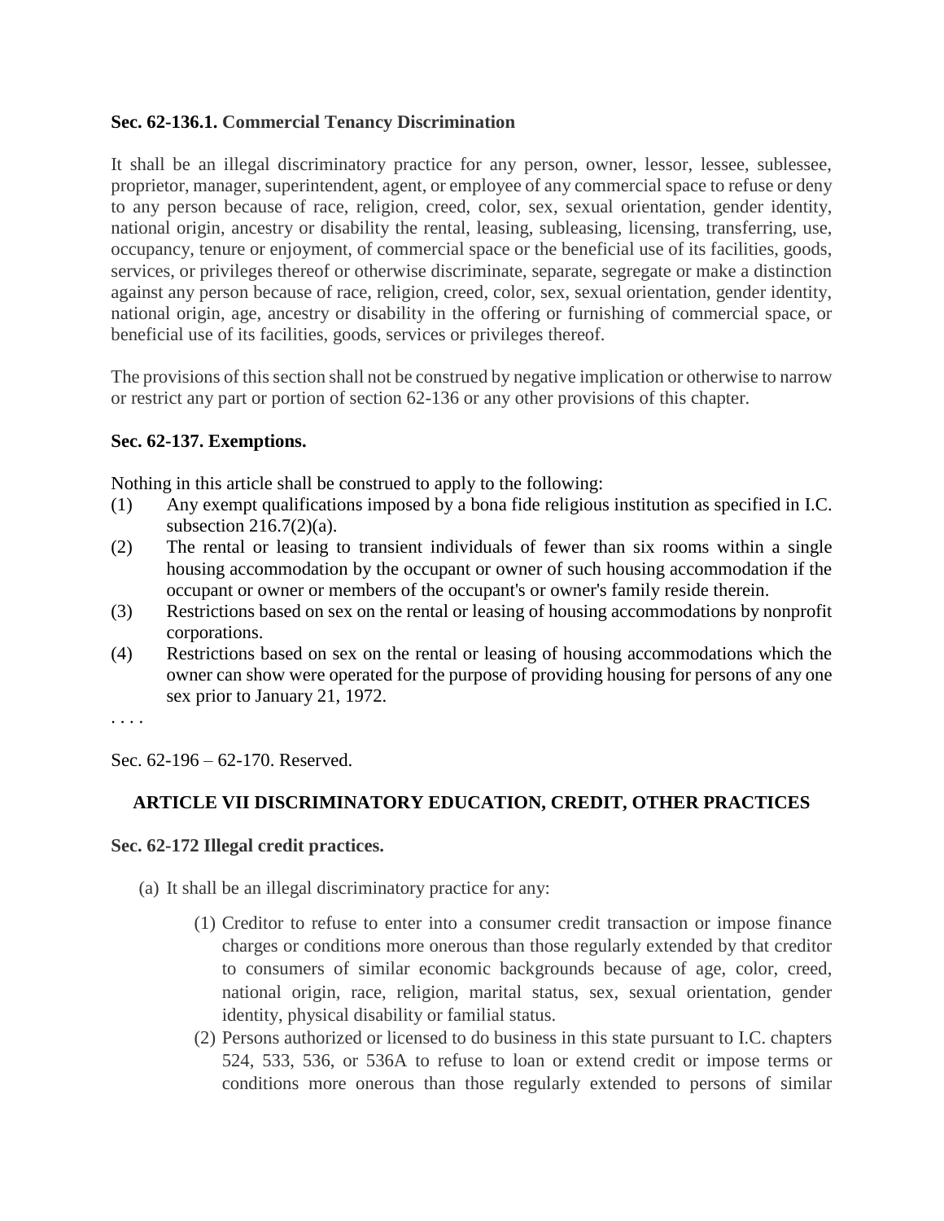**Sec. 62-136.1. Commercial Tenancy Discrimination**

It shall be an illegal discriminatory practice for any person, owner, lessor, lessee, sublessee, proprietor, manager, superintendent, agent, or employee of any commercial space to refuse or deny to any person because of race, religion, creed, color, sex, sexual orientation, gender identity, national origin, ancestry or disability the rental, leasing, subleasing, licensing, transferring, use, occupancy, tenure or enjoyment, of commercial space or the beneficial use of its facilities, goods, services, or privileges thereof or otherwise discriminate, separate, segregate or make a distinction against any person because of race, religion, creed, color, sex, sexual orientation, gender identity, national origin, age, ancestry or disability in the offering or furnishing of commercial space, or beneficial use of its facilities, goods, services or privileges thereof.

The provisions of this section shall not be construed by negative implication or otherwise to narrow or restrict any part or portion of section 62-136 or any other provisions of this chapter.

**Sec. 62-137. Exemptions.**

Nothing in this article shall be construed to apply to the following:

(1) Any exempt qualifications imposed by a bona fide religious institution as specified in I.C. subsection 216.7(2)(a).

(2) The rental or leasing to transient individuals of fewer than six rooms within a single housing accommodation by the occupant or owner of such housing accommodation if the occupant or owner or members of the occupant's or owner's family reside therein.

(3) Restrictions based on sex on the rental or leasing of housing accommodations by nonprofit corporations.

(4) Restrictions based on sex on the rental or leasing of housing accommodations which the owner can show were operated for the purpose of providing housing for persons of any one sex prior to January 21, 1972.

. . . .

Sec. 62-196 – 62-170. Reserved.

## ARTICLE VII DISCRIMINATORY EDUCATION, CREDIT, OTHER PRACTICES

**Sec. 62-172 Illegal credit practices.**

(a) It shall be an illegal discriminatory practice for any:

(1) Creditor to refuse to enter into a consumer credit transaction or impose finance charges or conditions more onerous than those regularly extended by that creditor to consumers of similar economic backgrounds because of age, color, creed, national origin, race, religion, marital status, sex, sexual orientation, gender identity, physical disability or familial status.

(2) Persons authorized or licensed to do business in this state pursuant to I.C. chapters 524, 533, 536, or 536A to refuse to loan or extend credit or impose terms or conditions more onerous than those regularly extended to persons of similar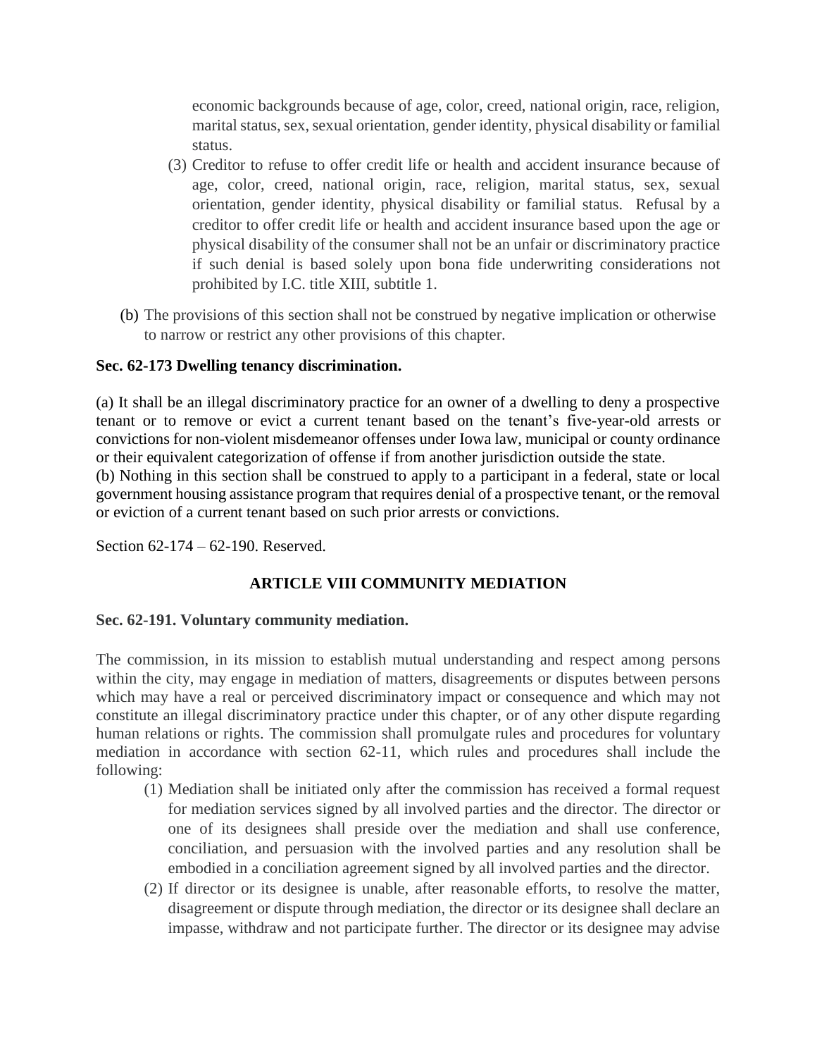economic backgrounds because of age, color, creed, national origin, race, religion, marital status, sex, sexual orientation, gender identity, physical disability or familial status.

(3) Creditor to refuse to offer credit life or health and accident insurance because of age, color, creed, national origin, race, religion, marital status, sex, sexual orientation, gender identity, physical disability or familial status. Refusal by a creditor to offer credit life or health and accident insurance based upon the age or physical disability of the consumer shall not be an unfair or discriminatory practice if such denial is based solely upon bona fide underwriting considerations not prohibited by I.C. title XIII, subtitle 1.

(b) The provisions of this section shall not be construed by negative implication or otherwise to narrow or restrict any other provisions of this chapter.

**Sec. 62-173 Dwelling tenancy discrimination.**

(a) It shall be an illegal discriminatory practice for an owner of a dwelling to deny a prospective tenant or to remove or evict a current tenant based on the tenant's five-year-old arrests or convictions for non-violent misdemeanor offenses under Iowa law, municipal or county ordinance or their equivalent categorization of offense if from another jurisdiction outside the state.
(b) Nothing in this section shall be construed to apply to a participant in a federal, state or local government housing assistance program that requires denial of a prospective tenant, or the removal or eviction of a current tenant based on such prior arrests or convictions.

Section 62-174 – 62-190. Reserved.

## ARTICLE VIII COMMUNITY MEDIATION

**Sec. 62-191. Voluntary community mediation.**

The commission, in its mission to establish mutual understanding and respect among persons within the city, may engage in mediation of matters, disagreements or disputes between persons which may have a real or perceived discriminatory impact or consequence and which may not constitute an illegal discriminatory practice under this chapter, or of any other dispute regarding human relations or rights. The commission shall promulgate rules and procedures for voluntary mediation in accordance with section 62-11, which rules and procedures shall include the following:

(1) Mediation shall be initiated only after the commission has received a formal request for mediation services signed by all involved parties and the director. The director or one of its designees shall preside over the mediation and shall use conference, conciliation, and persuasion with the involved parties and any resolution shall be embodied in a conciliation agreement signed by all involved parties and the director.

(2) If director or its designee is unable, after reasonable efforts, to resolve the matter, disagreement or dispute through mediation, the director or its designee shall declare an impasse, withdraw and not participate further. The director or its designee may advise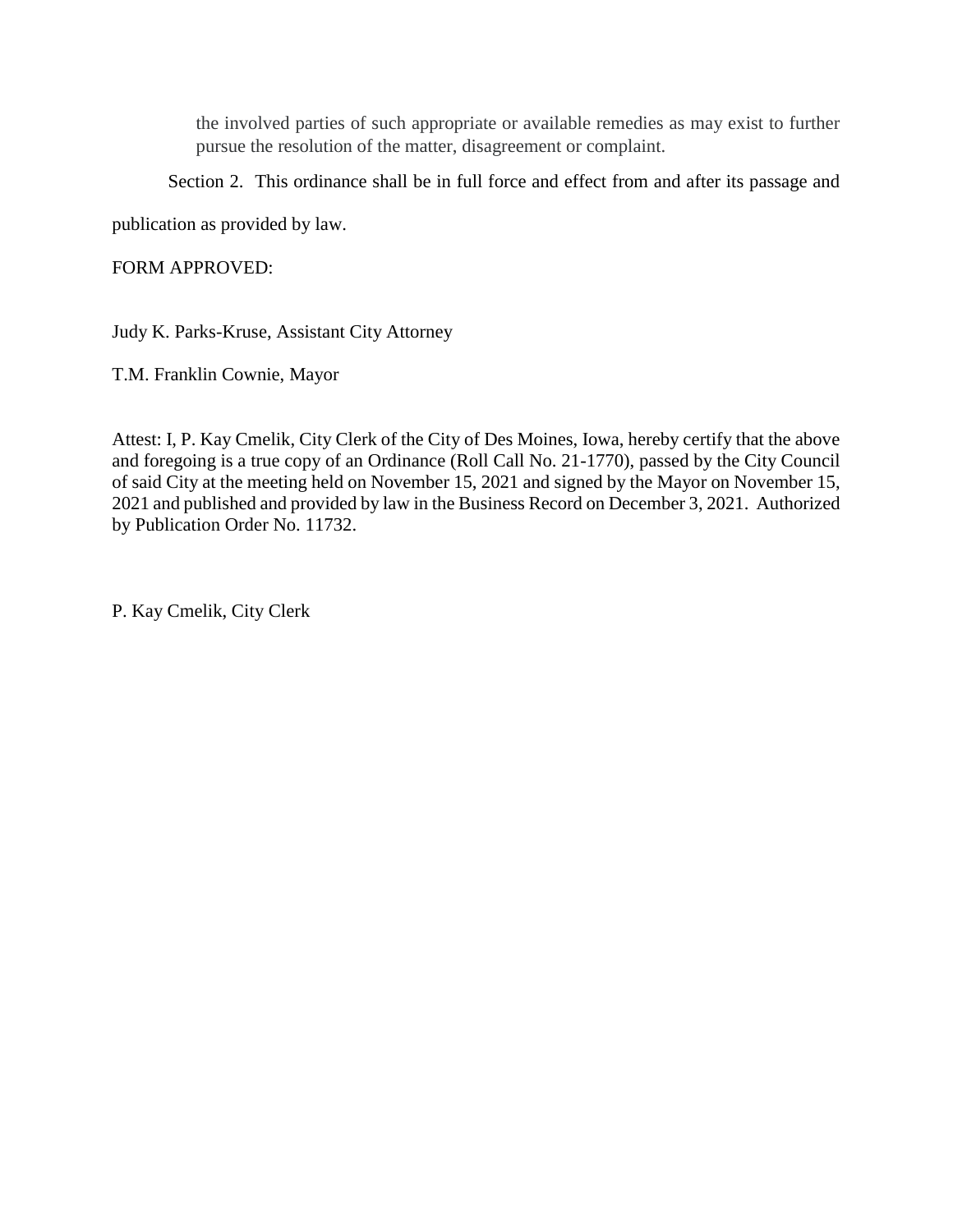the involved parties of such appropriate or available remedies as may exist to further pursue the resolution of the matter, disagreement or complaint.

Section 2. This ordinance shall be in full force and effect from and after its passage and publication as provided by law.

FORM APPROVED:

Judy K. Parks-Kruse, Assistant City Attorney

T.M. Franklin Cownie, Mayor

Attest: I, P. Kay Cmelik, City Clerk of the City of Des Moines, Iowa, hereby certify that the above and foregoing is a true copy of an Ordinance (Roll Call No. 21-1770), passed by the City Council of said City at the meeting held on November 15, 2021 and signed by the Mayor on November 15, 2021 and published and provided by law in the Business Record on December 3, 2021. Authorized by Publication Order No. 11732.

P. Kay Cmelik, City Clerk